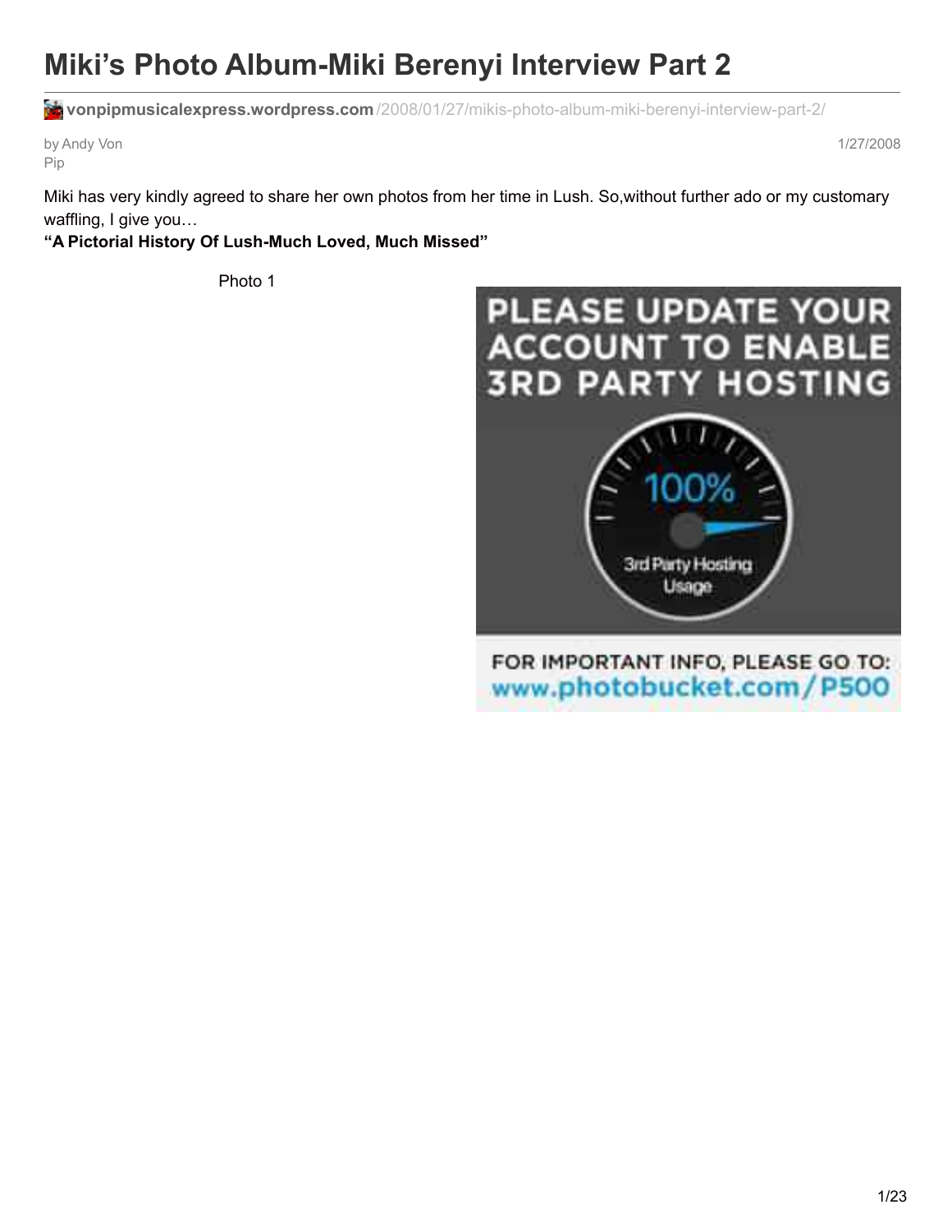# Miki's Photo Album-Miki Berenyi Interview Part 2

**vonpipmusicalexpress.wordpress.com**/2008/01/27/mikis-photo-album-miki-berenyi-interview-part-2/

by Andy Von Pip

1/27/2008

Miki has very kindly agreed to share her own photos from her time in Lush. So,without further ado or my customary waffling, I give you…

**"A Pictorial History Of Lush-Much Loved, Much Missed"**

Photo 1

PLEASE UPDATE YOUR ACCOUNT TO ENABLE 3RD PARTY HOSTING

100%

3rd Party Hosting Usage

FOR IMPORTANT INFO, PLEASE GO TO: www.photobucket.com/P500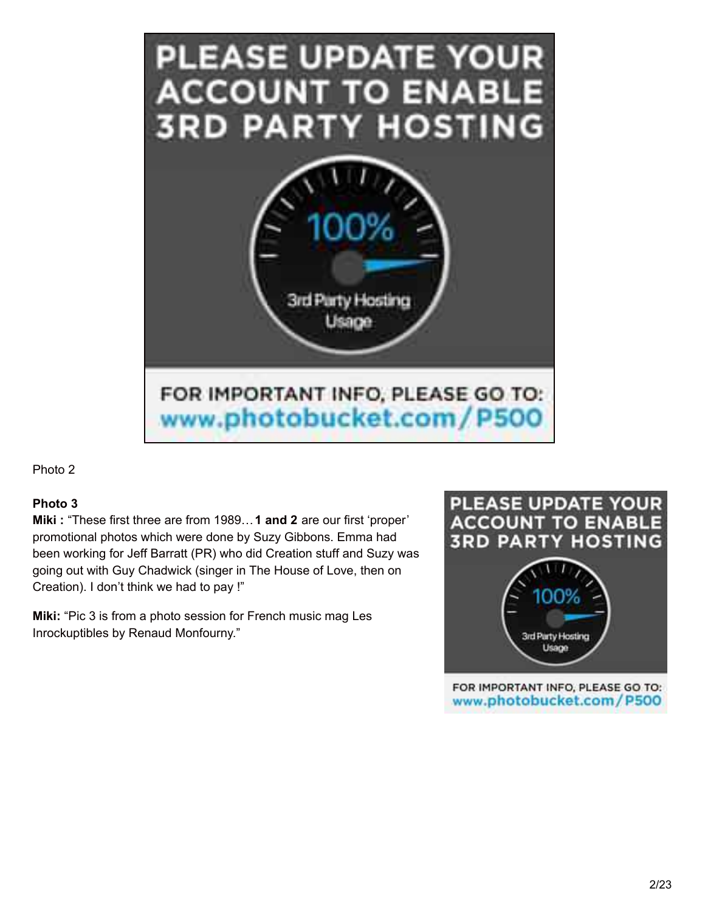Photo 2

**Photo 3**

**Miki :** "These first three are from 1989… **1 and 2** are our first 'proper' promotional photos which were done by Suzy Gibbons. Emma had been working for Jeff Barratt (PR) who did Creation stuff and Suzy was going out with Guy Chadwick (singer in The House of Love, then on Creation). I don't think we had to pay !"

**Miki:** "Pic 3 is from a photo session for French music mag Les Inrockuptibles by Renaud Monfourny."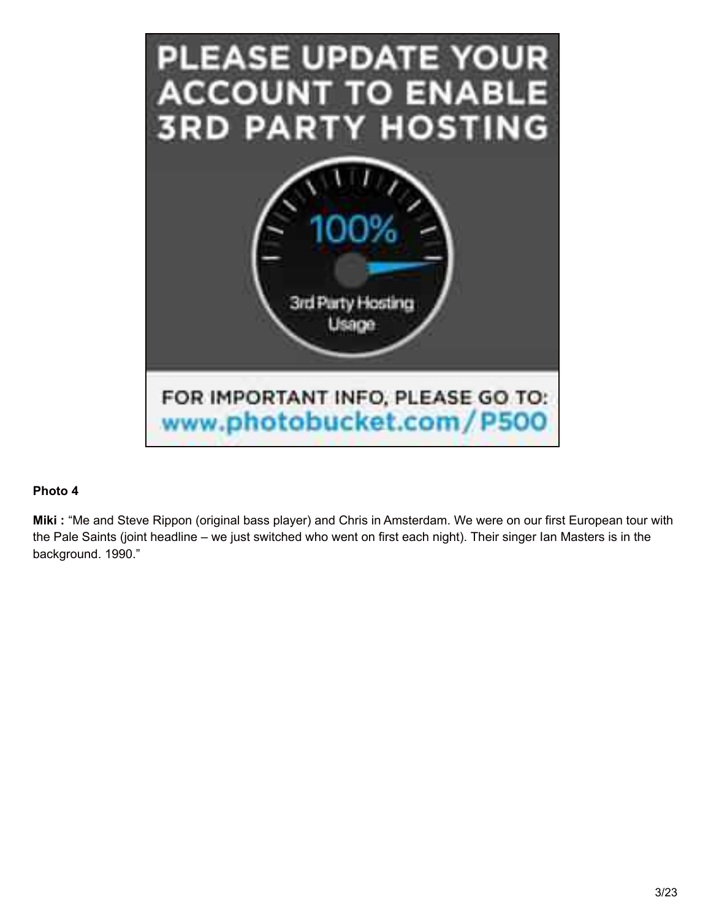**Photo 4**

**Miki :** “Me and Steve Rippon (original bass player) and Chris in Amsterdam. We were on our first European tour with the Pale Saints (joint headline – we just switched who went on first each night). Their singer Ian Masters is in the background. 1990.”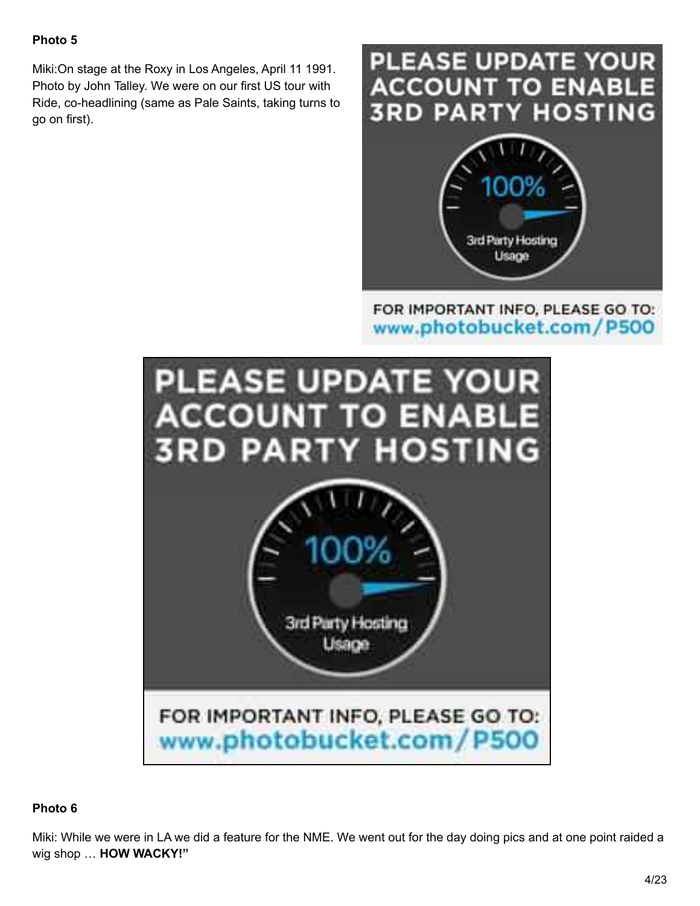**Photo 5**

Miki:On stage at the Roxy in Los Angeles, April 11 1991. Photo by John Talley. We were on our first US tour with Ride, co-headlining (same as Pale Saints, taking turns to go on first).

**Photo 6**

Miki: While we were in LA we did a feature for the NME. We went out for the day doing pics and at one point raided a wig shop … **HOW WACKY!"**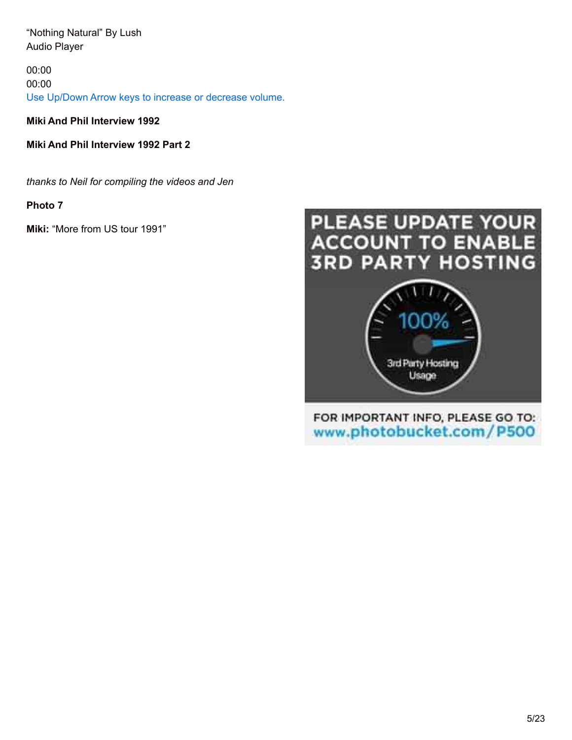"Nothing Natural" By Lush
Audio Player

00:00
00:00
Use Up/Down Arrow keys to increase or decrease volume.

**Miki And Phil Interview 1992**

**Miki And Phil Interview 1992 Part 2**

*thanks to Neil for compiling the videos and Jen*

**Photo 7**

**Miki:** "More from US tour 1991"

PLEASE UPDATE YOUR ACCOUNT TO ENABLE 3RD PARTY HOSTING

100%

3rd Party Hosting Usage

FOR IMPORTANT INFO, PLEASE GO TO: www.photobucket.com/P500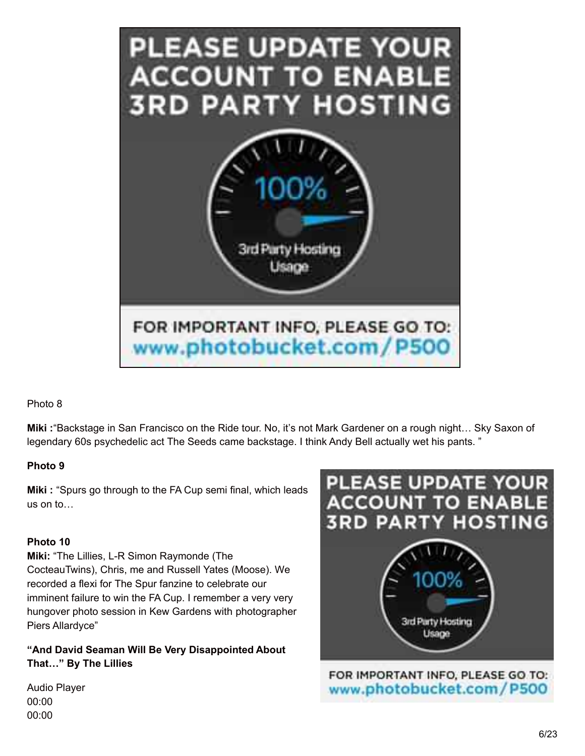Photo 8

**Miki :**“Backstage in San Francisco on the Ride tour. No, it’s not Mark Gardener on a rough night… Sky Saxon of legendary 60s psychedelic act The Seeds came backstage. I think Andy Bell actually wet his pants. ”

**Photo 9**

**Miki :** “Spurs go through to the FA Cup semi final, which leads us on to…

**Photo 10**

**Miki:** “The Lillies, L-R Simon Raymonde (The CocteauTwins), Chris, me and Russell Yates (Moose). We recorded a flexi for The Spur fanzine to celebrate our imminent failure to win the FA Cup. I remember a very very hungover photo session in Kew Gardens with photographer Piers Allardyce”

**“And David Seaman Will Be Very Disappointed About That…” By The Lillies**

Audio Player
00:00
00:00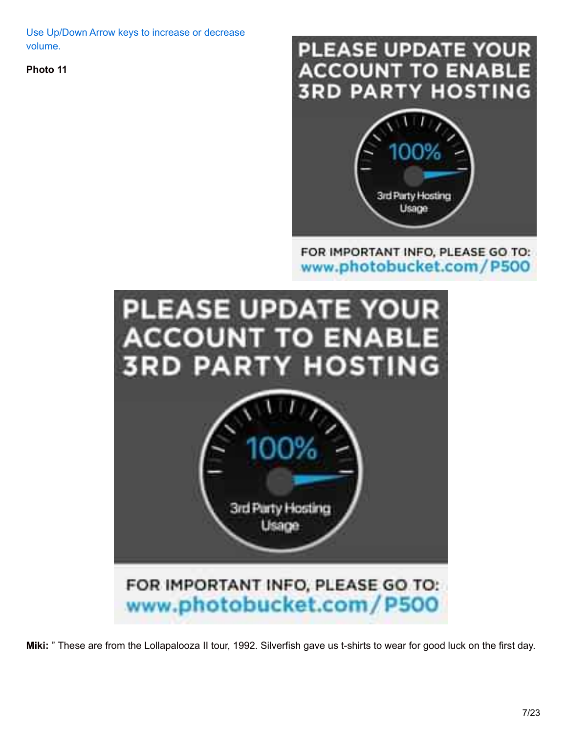Use Up/Down Arrow keys to increase or decrease volume.

**Photo 11**

PLEASE UPDATE YOUR ACCOUNT TO ENABLE 3RD PARTY HOSTING

100%

3rd Party Hosting Usage

FOR IMPORTANT INFO, PLEASE GO TO: www.photobucket.com/P500

PLEASE UPDATE YOUR ACCOUNT TO ENABLE 3RD PARTY HOSTING

100%

3rd Party Hosting Usage

FOR IMPORTANT INFO, PLEASE GO TO: www.photobucket.com/P500

**Miki:** " These are from the Lollapalooza II tour, 1992. Silverfish gave us t-shirts to wear for good luck on the first day.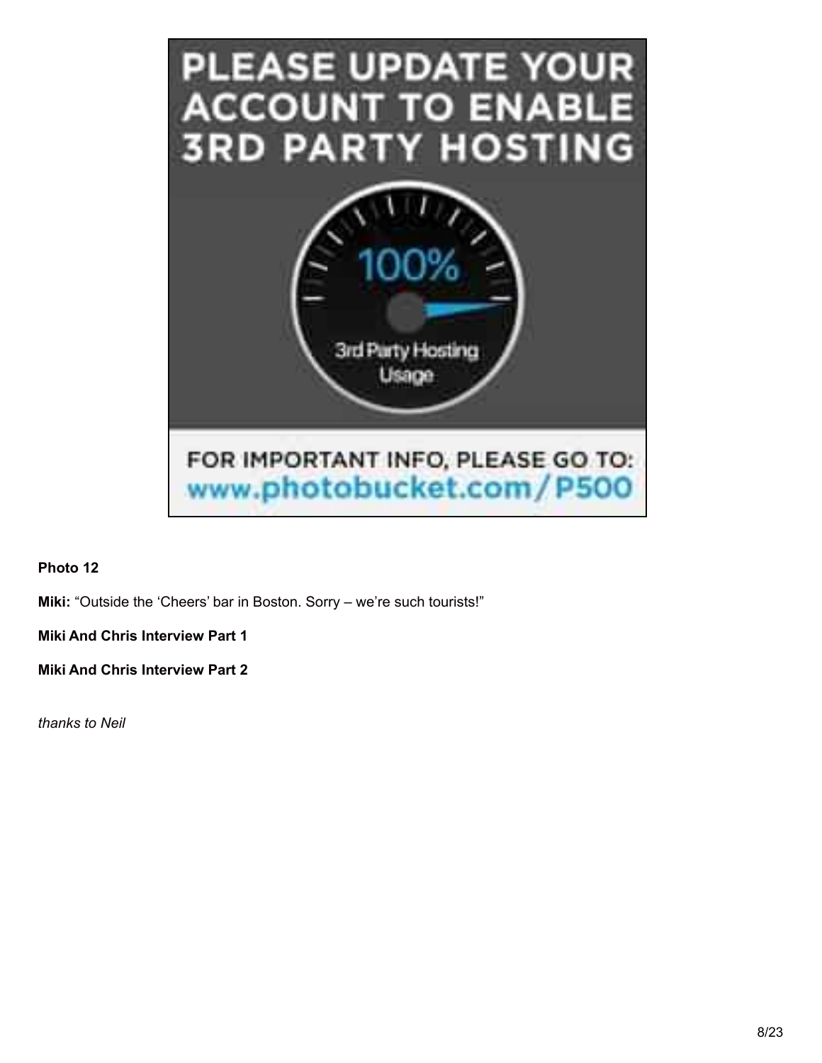**Photo 12**

**Miki:** “Outside the ‘Cheers’ bar in Boston. Sorry – we’re such tourists!”

**Miki And Chris Interview Part 1**

**Miki And Chris Interview Part 2**

*thanks to Neil*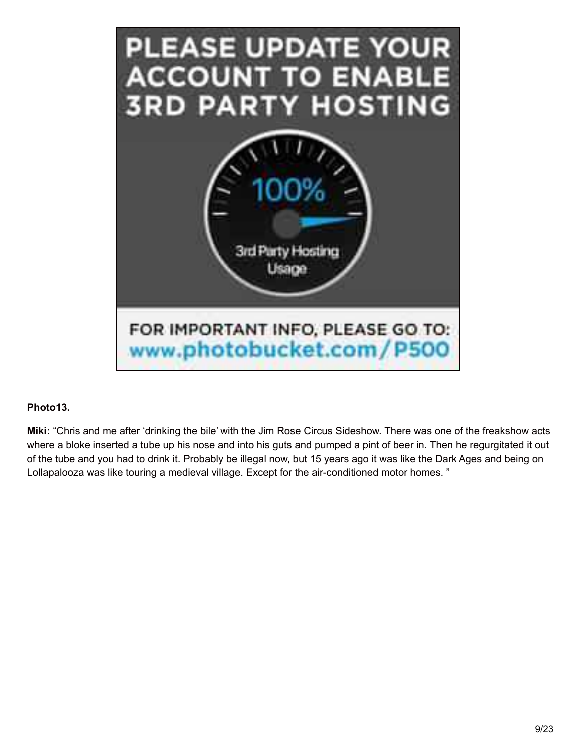**Photo13.**

**Miki:** “Chris and me after ‘drinking the bile’ with the Jim Rose Circus Sideshow. There was one of the freakshow acts where a bloke inserted a tube up his nose and into his guts and pumped a pint of beer in. Then he regurgitated it out of the tube and you had to drink it. Probably be illegal now, but 15 years ago it was like the Dark Ages and being on Lollapalooza was like touring a medieval village. Except for the air-conditioned motor homes. ”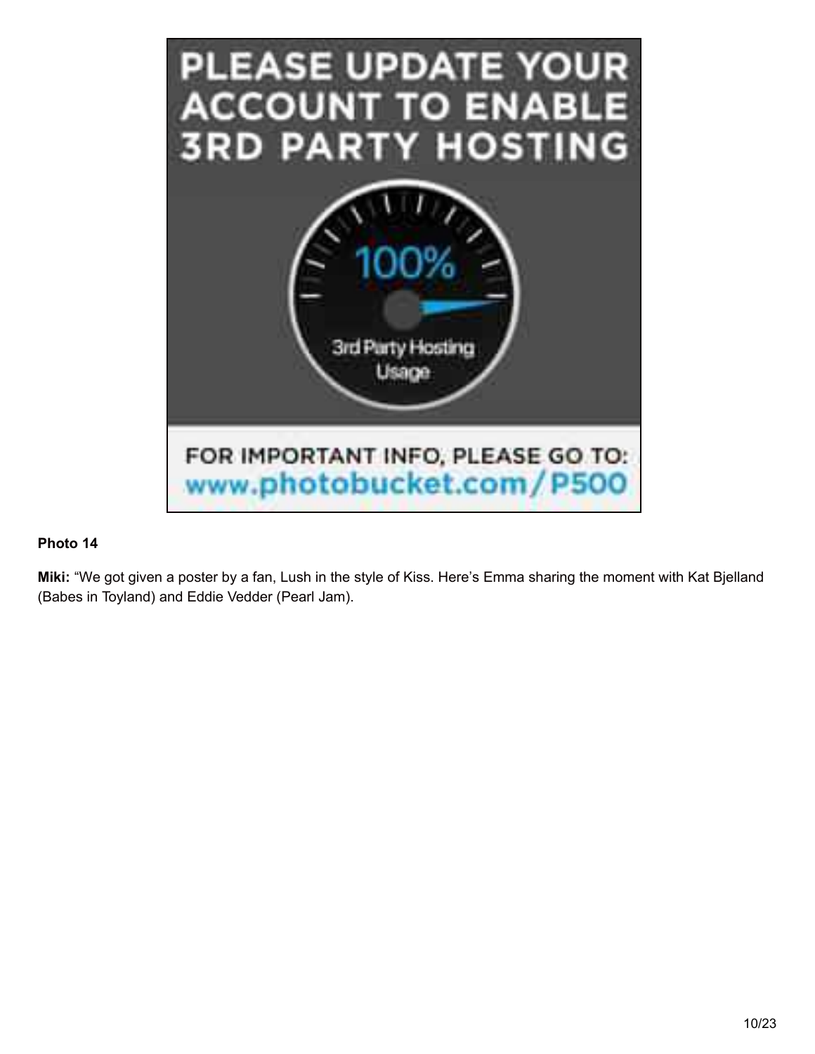**Photo 14**

**Miki:** “We got given a poster by a fan, Lush in the style of Kiss. Here’s Emma sharing the moment with Kat Bjelland (Babes in Toyland) and Eddie Vedder (Pearl Jam).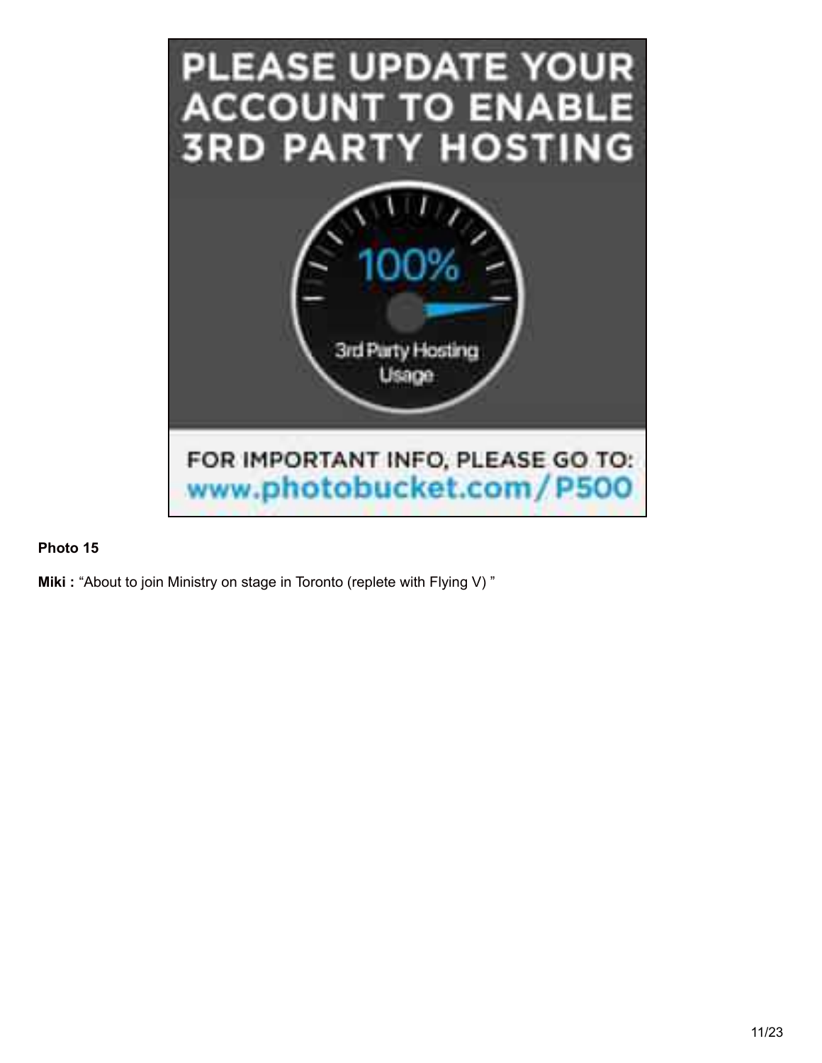**Photo 15**

**Miki :** “About to join Ministry on stage in Toronto (replete with Flying V) ”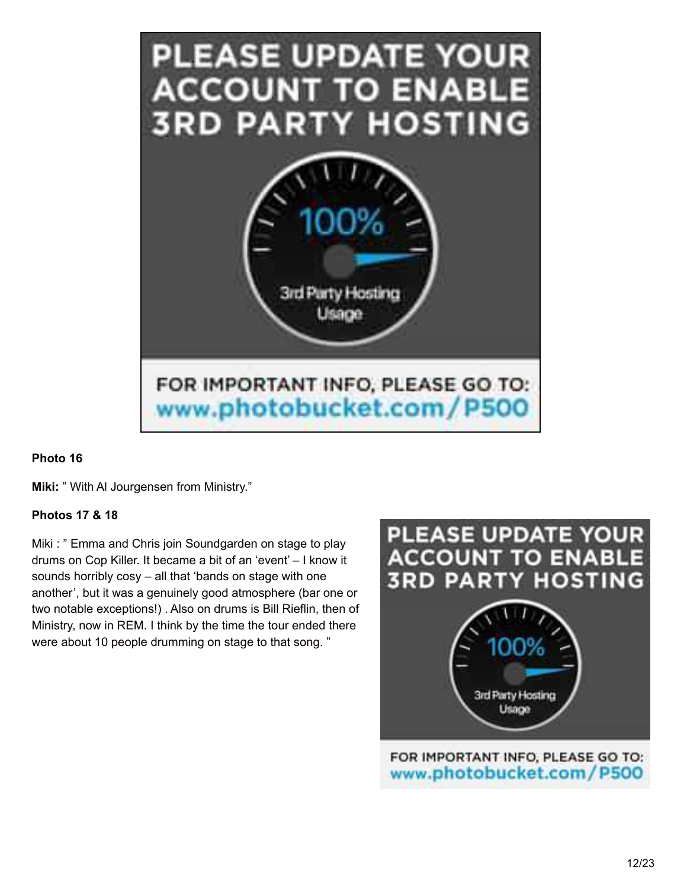**Photo 16**

**Miki:** " With Al Jourgensen from Ministry."

**Photos 17 & 18**

Miki : " Emma and Chris join Soundgarden on stage to play drums on Cop Killer. It became a bit of an 'event' – I know it sounds horribly cosy – all that 'bands on stage with one another', but it was a genuinely good atmosphere (bar one or two notable exceptions!) . Also on drums is Bill Rieflin, then of Ministry, now in REM. I think by the time the tour ended there were about 10 people drumming on stage to that song. "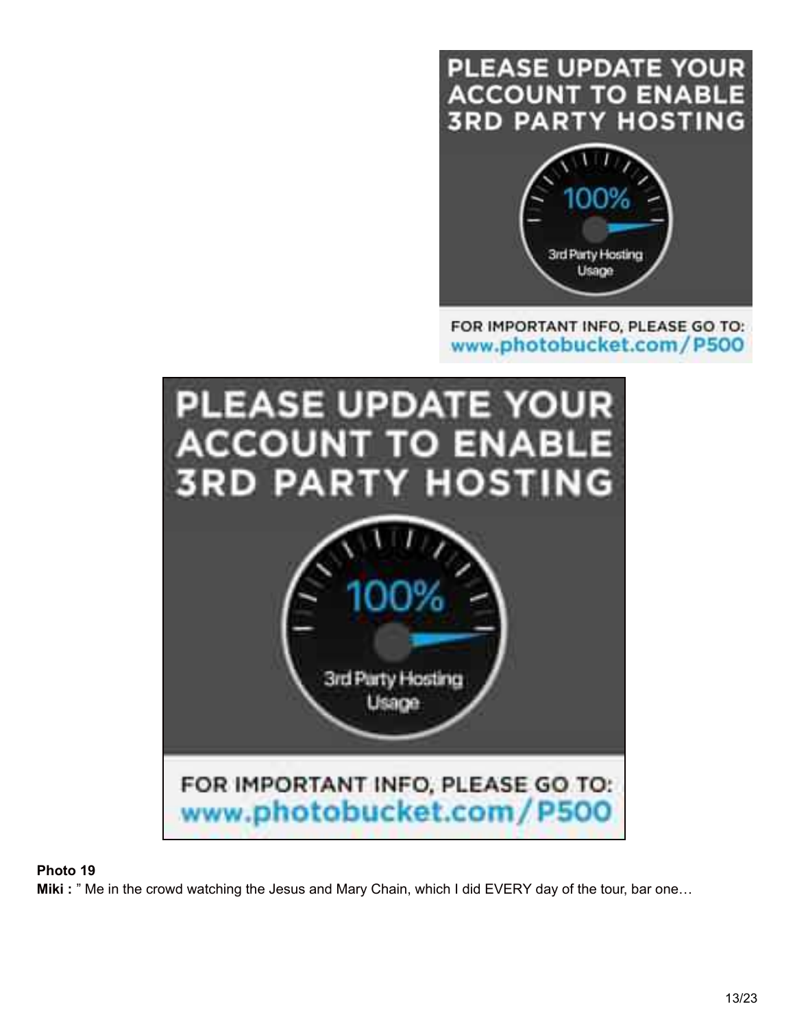**Photo 19**

**Miki :** " Me in the crowd watching the Jesus and Mary Chain, which I did EVERY day of the tour, bar one…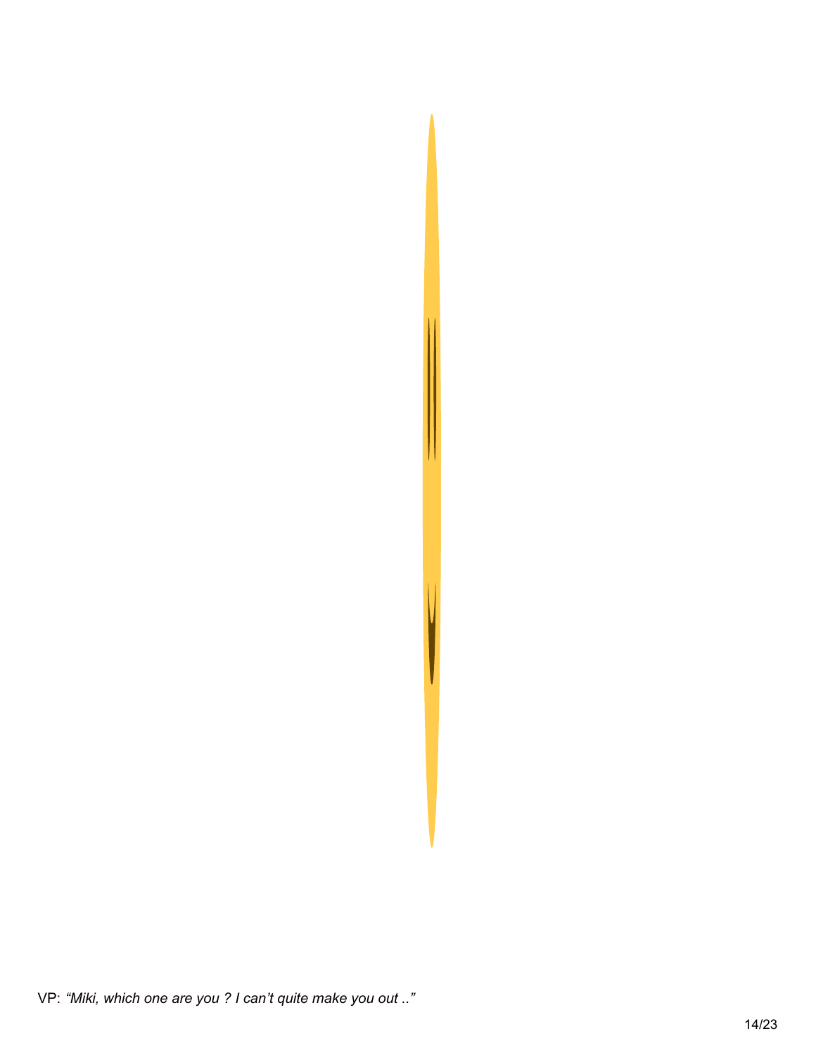VP: *“Miki, which one are you ? I can’t quite make you out ..”*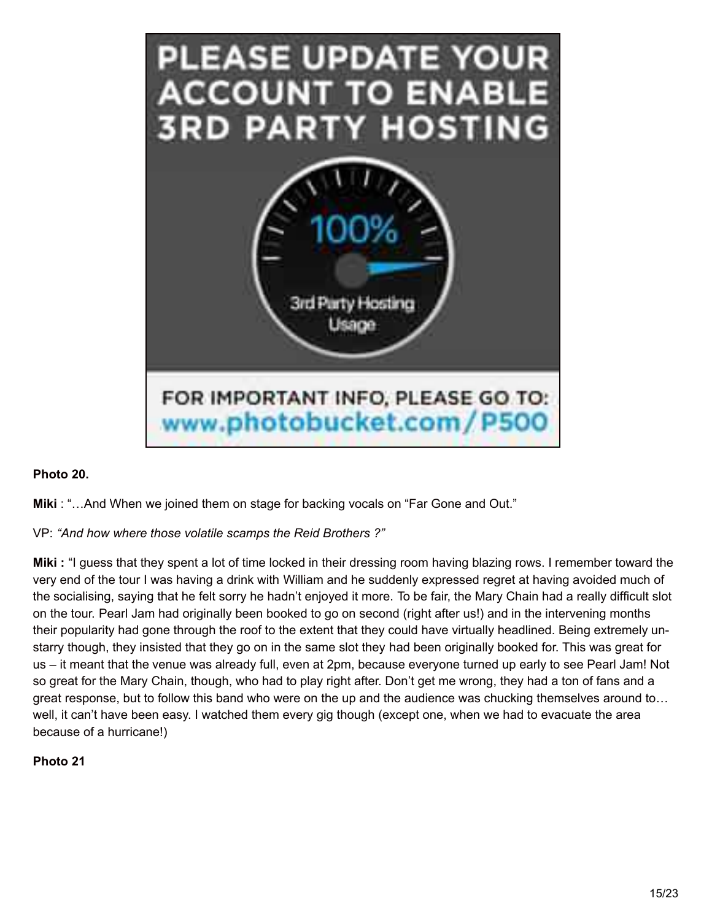**Photo 20.**

**Miki** : "…And When we joined them on stage for backing vocals on "Far Gone and Out."

VP: *"And how where those volatile scamps the Reid Brothers ?"*

**Miki :** "I guess that they spent a lot of time locked in their dressing room having blazing rows. I remember toward the very end of the tour I was having a drink with William and he suddenly expressed regret at having avoided much of the socialising, saying that he felt sorry he hadn't enjoyed it more. To be fair, the Mary Chain had a really difficult slot on the tour. Pearl Jam had originally been booked to go on second (right after us!) and in the intervening months their popularity had gone through the roof to the extent that they could have virtually headlined. Being extremely un-starry though, they insisted that they go on in the same slot they had been originally booked for. This was great for us – it meant that the venue was already full, even at 2pm, because everyone turned up early to see Pearl Jam! Not so great for the Mary Chain, though, who had to play right after. Don't get me wrong, they had a ton of fans and a great response, but to follow this band who were on the up and the audience was chucking themselves around to… well, it can't have been easy. I watched them every gig though (except one, when we had to evacuate the area because of a hurricane!)

**Photo 21**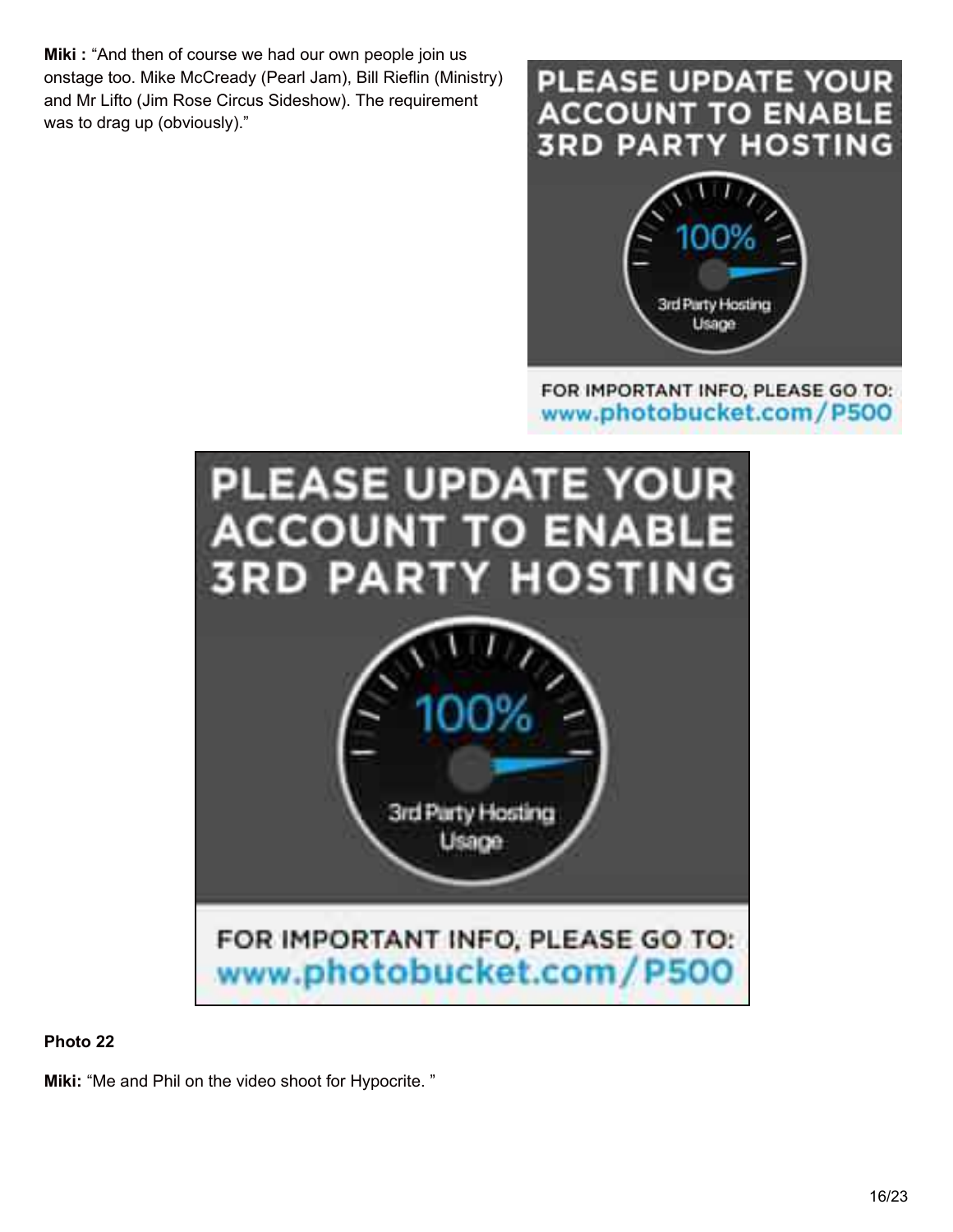**Miki :** "And then of course we had our own people join us onstage too. Mike McCready (Pearl Jam), Bill Rieflin (Ministry) and Mr Lifto (Jim Rose Circus Sideshow). The requirement was to drag up (obviously)."

**Photo 22**

**Miki:** "Me and Phil on the video shoot for Hypocrite. "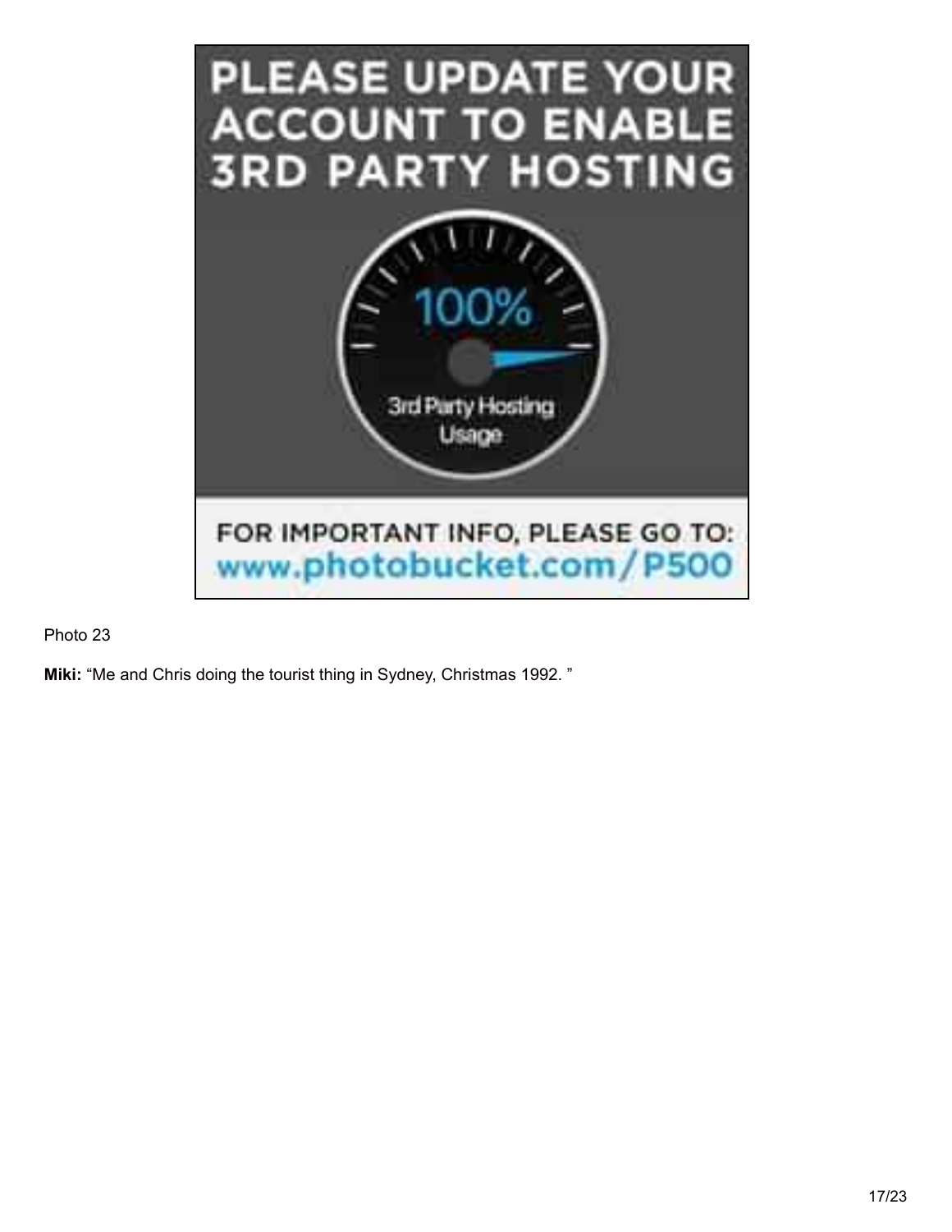PLEASE UPDATE YOUR ACCOUNT TO ENABLE 3RD PARTY HOSTING

100%

3rd Party Hosting Usage

FOR IMPORTANT INFO, PLEASE GO TO: www.photobucket.com/P500

Photo 23

**Miki:** “Me and Chris doing the tourist thing in Sydney, Christmas 1992. ”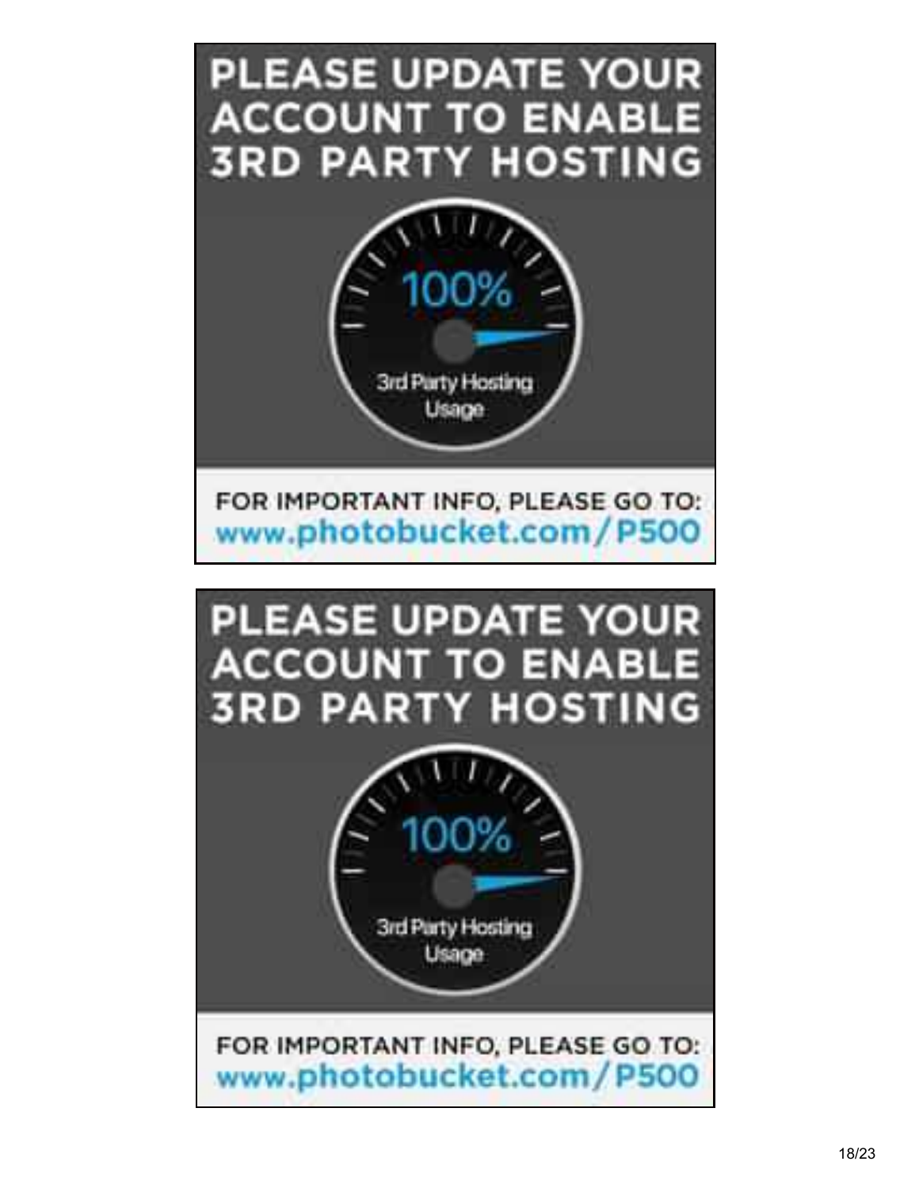PLEASE UPDATE YOUR ACCOUNT TO ENABLE 3RD PARTY HOSTING

100%

3rd Party Hosting Usage

FOR IMPORTANT INFO, PLEASE GO TO: www.photobucket.com/P500

PLEASE UPDATE YOUR ACCOUNT TO ENABLE 3RD PARTY HOSTING

100%

3rd Party Hosting Usage

FOR IMPORTANT INFO, PLEASE GO TO: www.photobucket.com/P500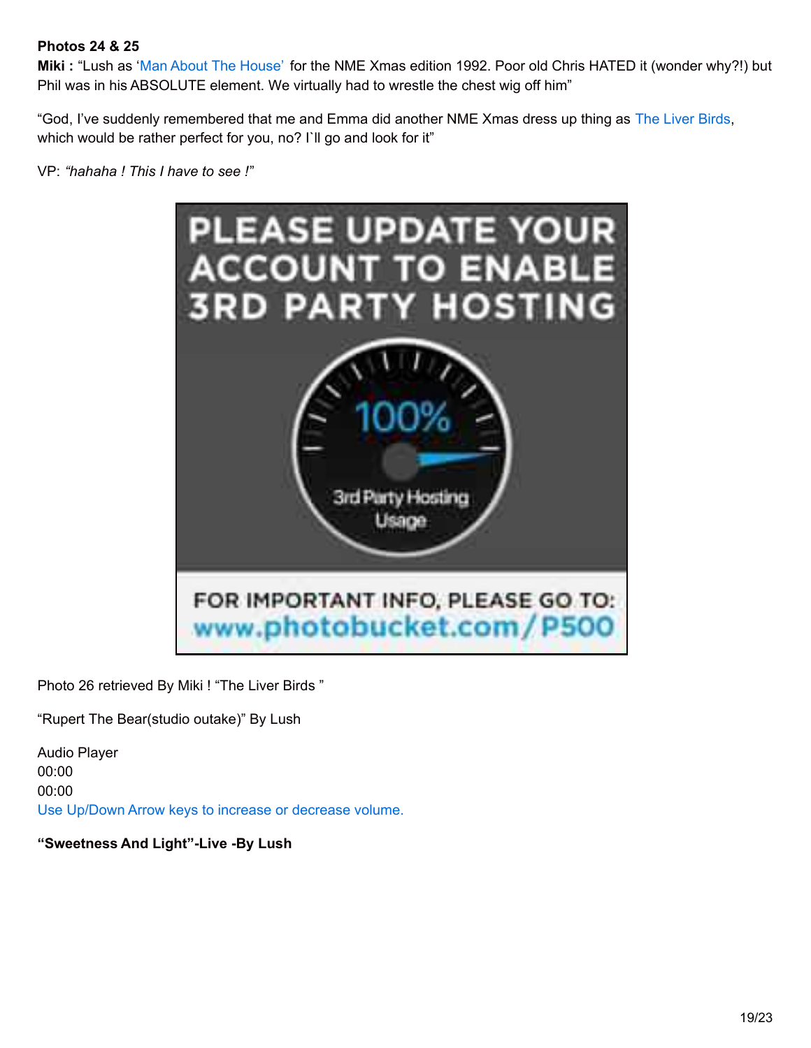**Photos 24 & 25**

**Miki :** "Lush as 'Man About The House' for the NME Xmas edition 1992. Poor old Chris HATED it (wonder why?!) but Phil was in his ABSOLUTE element. We virtually had to wrestle the chest wig off him"

"God, I've suddenly remembered that me and Emma did another NME Xmas dress up thing as The Liver Birds, which would be rather perfect for you, no? I`ll go and look for it"

VP: *"hahaha ! This I have to see !"*

Photo 26 retrieved By Miki ! "The Liver Birds "

"Rupert The Bear(studio outake)" By Lush

Audio Player
00:00
00:00
Use Up/Down Arrow keys to increase or decrease volume.

**"Sweetness And Light"-Live -By Lush**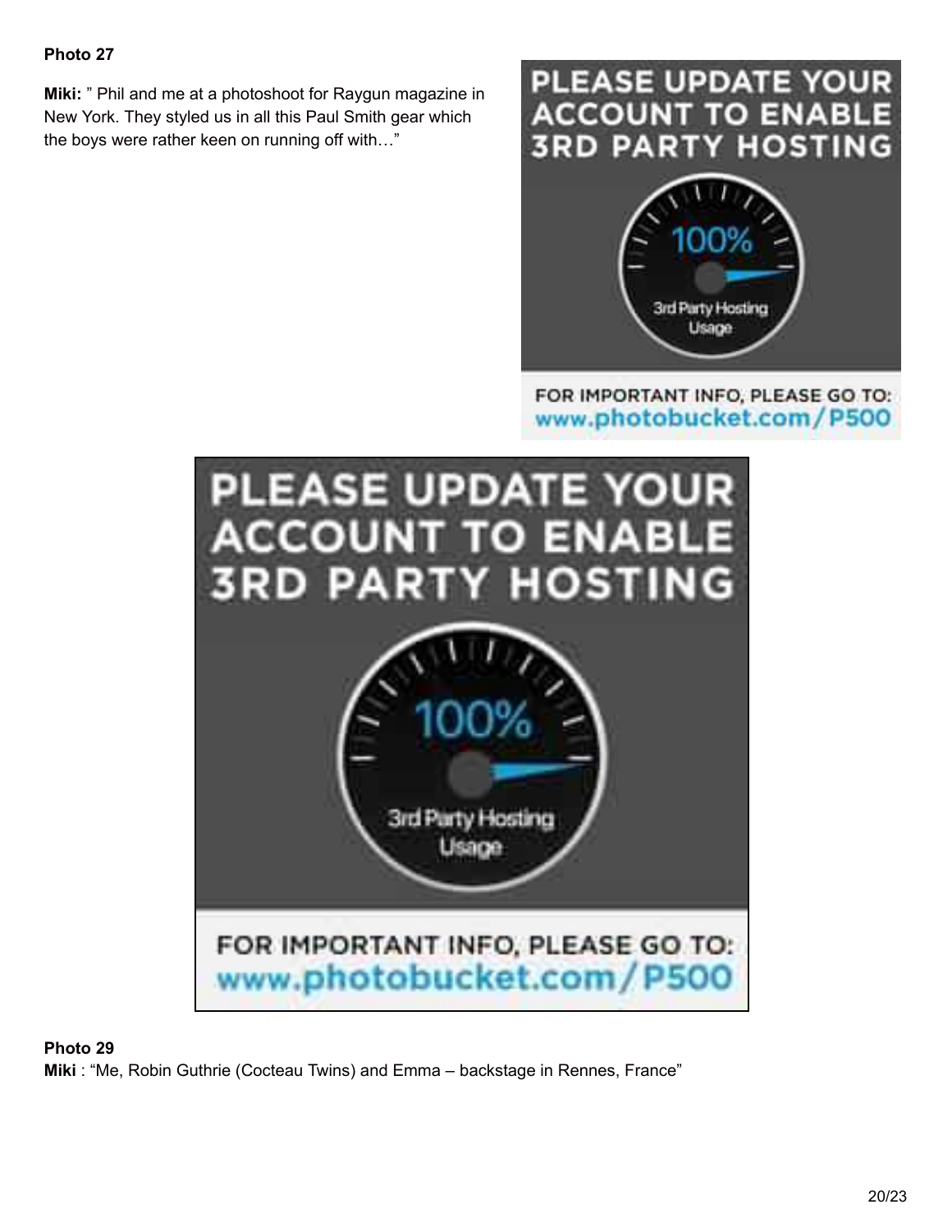**Photo 27**

**Miki:** " Phil and me at a photoshoot for Raygun magazine in New York. They styled us in all this Paul Smith gear which the boys were rather keen on running off with…"

**Photo 29**

**Miki** : "Me, Robin Guthrie (Cocteau Twins) and Emma – backstage in Rennes, France"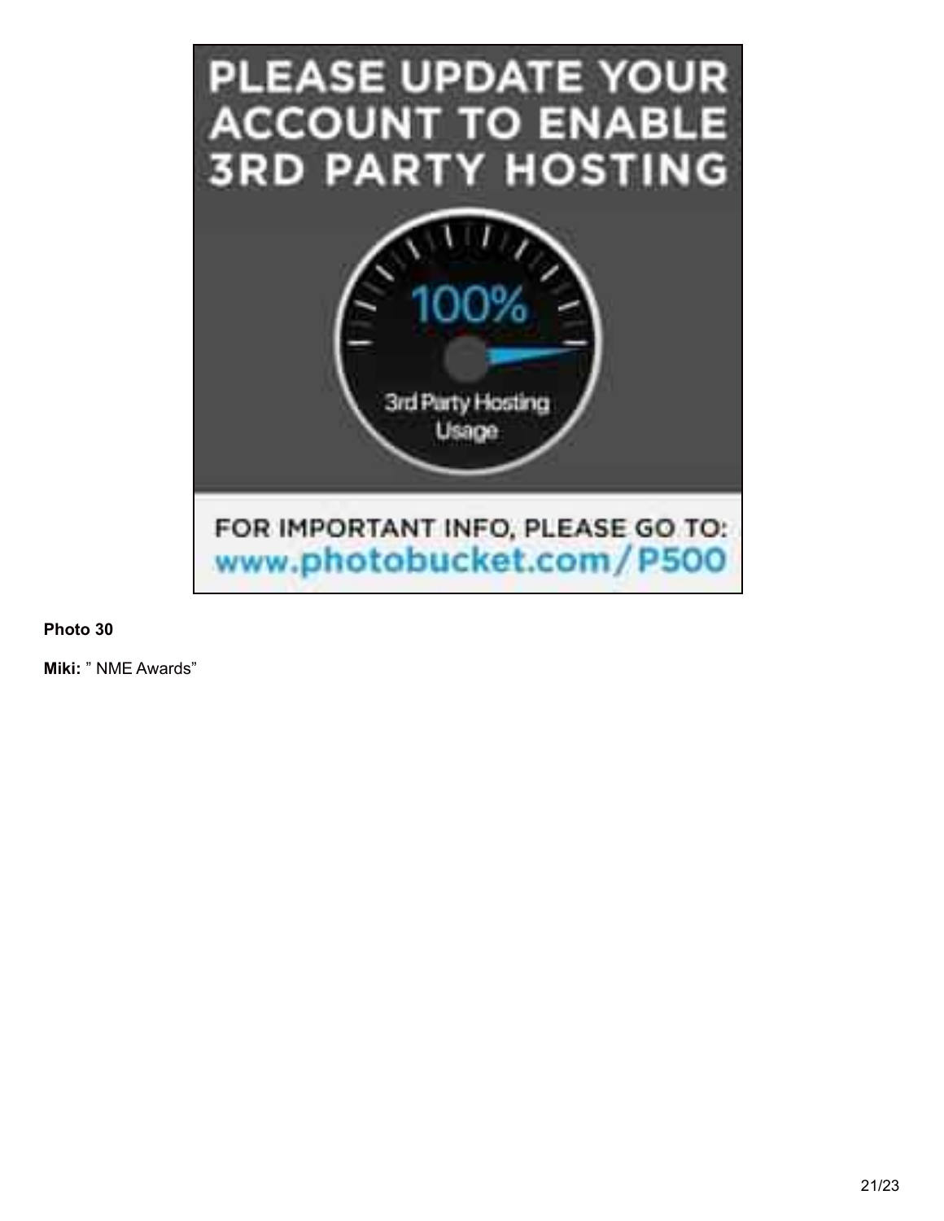**Photo 30**

**Miki:** ” NME Awards”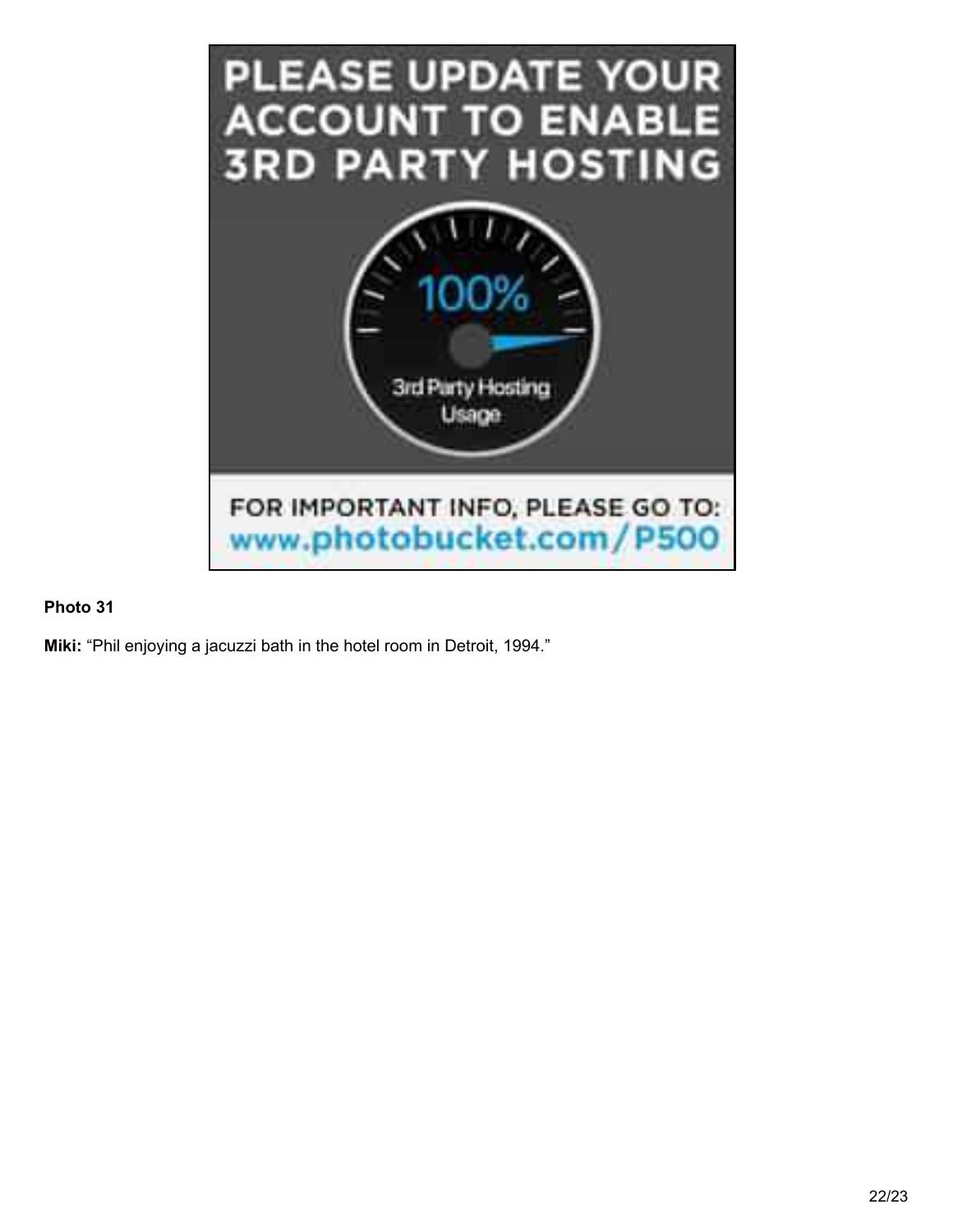**Photo 31**

**Miki:** "Phil enjoying a jacuzzi bath in the hotel room in Detroit, 1994."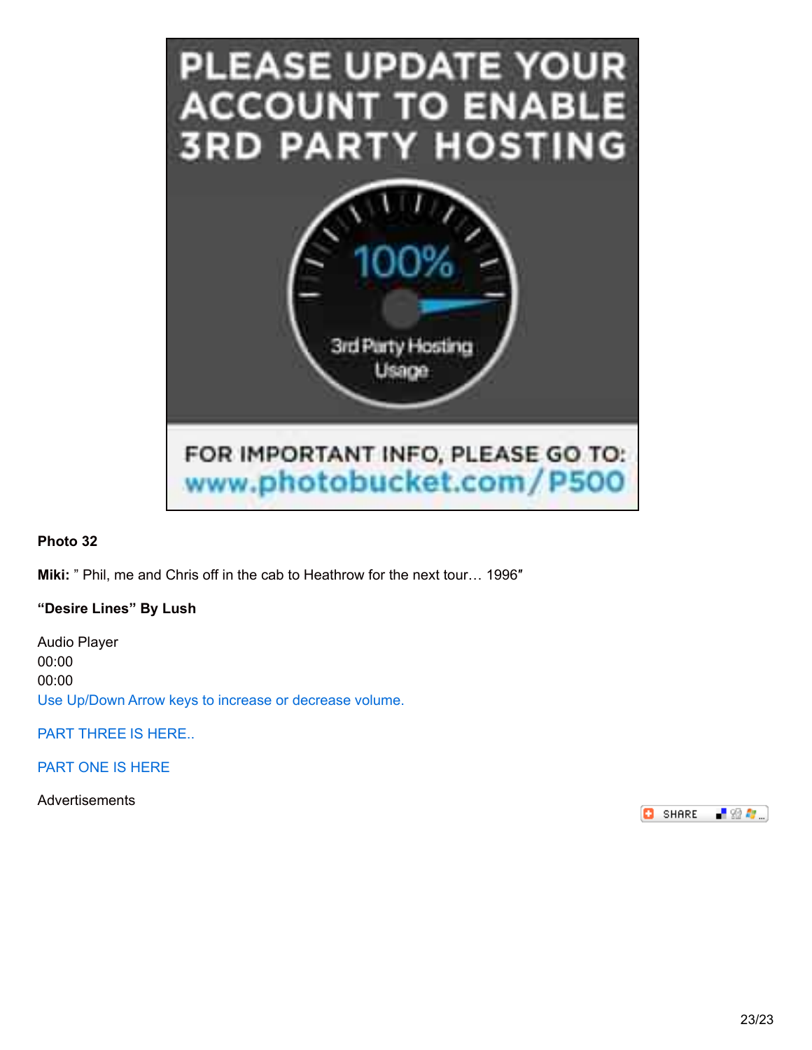**Photo 32**

**Miki:** " Phil, me and Chris off in the cab to Heathrow for the next tour… 1996″

**"Desire Lines" By Lush**

Audio Player
00:00
00:00
Use Up/Down Arrow keys to increase or decrease volume.

PART THREE IS HERE..

PART ONE IS HERE

Advertisements